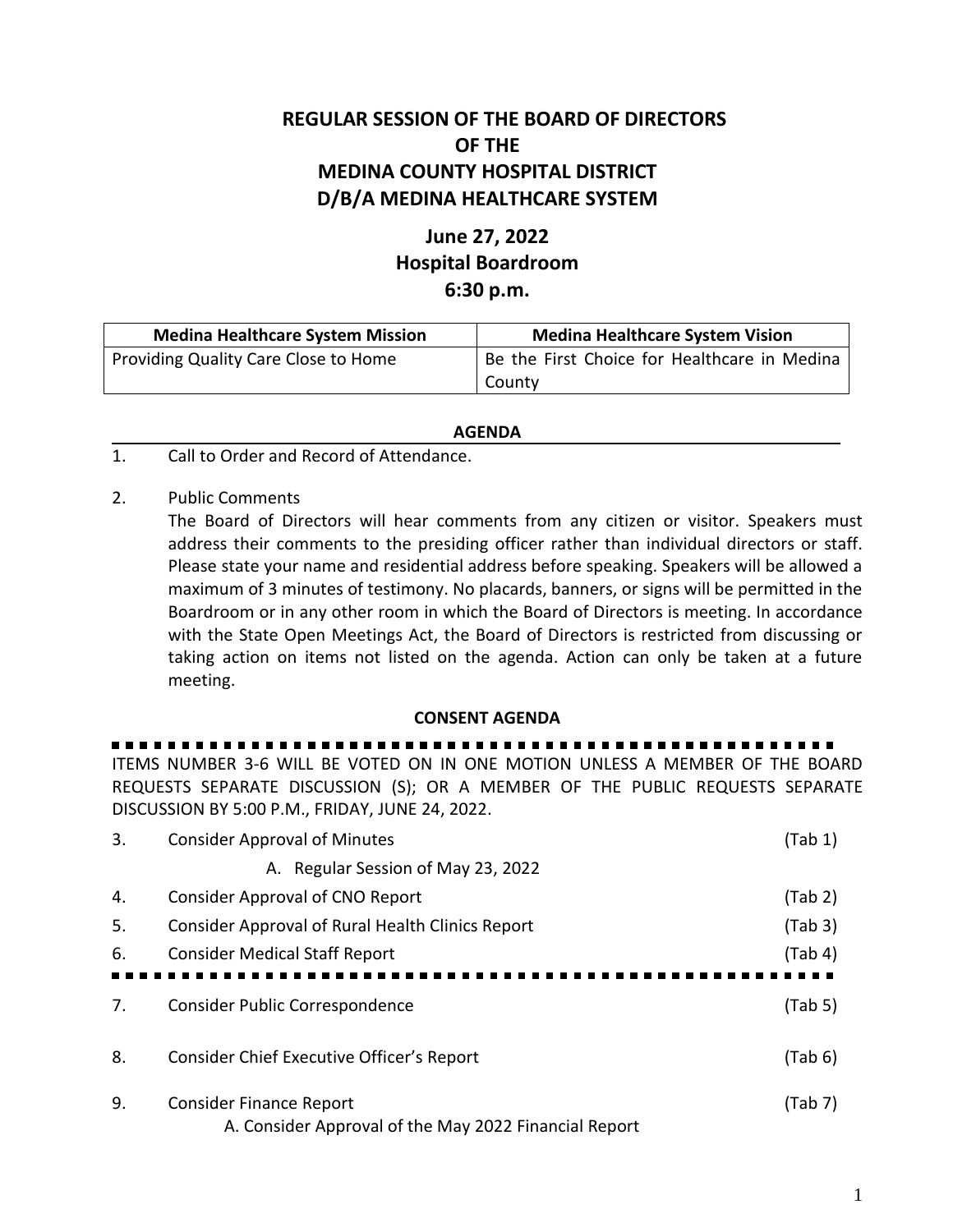# REGULAR SESSION OF THE BOARD OF DIRECTORS OF THE MEDINA COUNTY HOSPITAL DISTRICT D/B/A MEDINA HEALTHCARE SYSTEM

## June 27, 2022
## Hospital Boardroom
## 6:30 p.m.

| Medina Healthcare System Mission | Medina Healthcare System Vision |
|---|---|
| Providing Quality Care Close to Home | Be the First Choice for Healthcare in Medina County |

**AGENDA**

1. Call to Order and Record of Attendance.

2. Public Comments
   The Board of Directors will hear comments from any citizen or visitor. Speakers must address their comments to the presiding officer rather than individual directors or staff. Please state your name and residential address before speaking. Speakers will be allowed a maximum of 3 minutes of testimony. No placards, banners, or signs will be permitted in the Boardroom or in any other room in which the Board of Directors is meeting. In accordance with the State Open Meetings Act, the Board of Directors is restricted from discussing or taking action on items not listed on the agenda. Action can only be taken at a future meeting.

**CONSENT AGENDA**

ITEMS NUMBER 3-6 WILL BE VOTED ON IN ONE MOTION UNLESS A MEMBER OF THE BOARD REQUESTS SEPARATE DISCUSSION (S); OR A MEMBER OF THE PUBLIC REQUESTS SEPARATE DISCUSSION BY 5:00 P.M., FRIDAY, JUNE 24, 2022.

3. Consider Approval of Minutes (Tab 1)
   A. Regular Session of May 23, 2022
4. Consider Approval of CNO Report (Tab 2)
5. Consider Approval of Rural Health Clinics Report (Tab 3)
6. Consider Medical Staff Report (Tab 4)

7. Consider Public Correspondence (Tab 5)

8. Consider Chief Executive Officer's Report (Tab 6)

9. Consider Finance Report (Tab 7)
   A. Consider Approval of the May 2022 Financial Report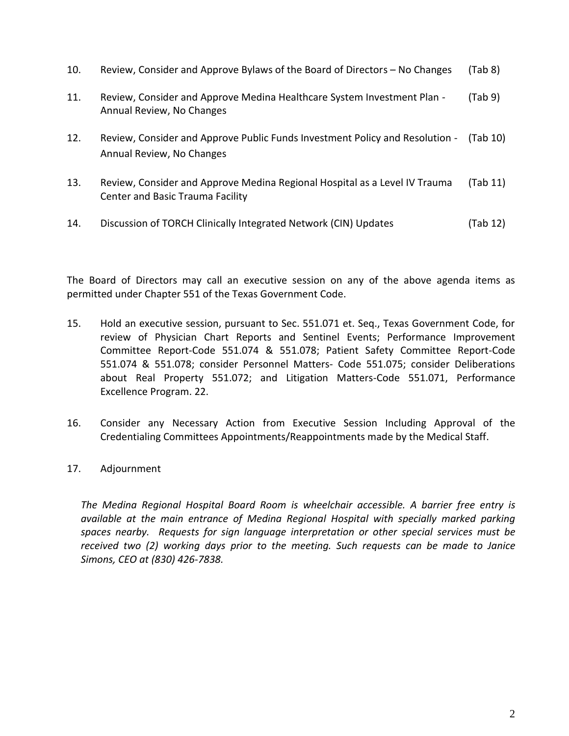10. Review, Consider and Approve Bylaws of the Board of Directors – No Changes (Tab 8)

11. Review, Consider and Approve Medina Healthcare System Investment Plan - Annual Review, No Changes (Tab 9)

12. Review, Consider and Approve Public Funds Investment Policy and Resolution - Annual Review, No Changes (Tab 10)

13. Review, Consider and Approve Medina Regional Hospital as a Level IV Trauma Center and Basic Trauma Facility (Tab 11)

14. Discussion of TORCH Clinically Integrated Network (CIN) Updates (Tab 12)

The Board of Directors may call an executive session on any of the above agenda items as permitted under Chapter 551 of the Texas Government Code.

15. Hold an executive session, pursuant to Sec. 551.071 et. Seq., Texas Government Code, for review of Physician Chart Reports and Sentinel Events; Performance Improvement Committee Report-Code 551.074 & 551.078; Patient Safety Committee Report-Code 551.074 & 551.078; consider Personnel Matters- Code 551.075; consider Deliberations about Real Property 551.072; and Litigation Matters-Code 551.071, Performance Excellence Program. 22.

16. Consider any Necessary Action from Executive Session Including Approval of the Credentialing Committees Appointments/Reappointments made by the Medical Staff.

17. Adjournment

*The Medina Regional Hospital Board Room is wheelchair accessible. A barrier free entry is available at the main entrance of Medina Regional Hospital with specially marked parking spaces nearby. Requests for sign language interpretation or other special services must be received two (2) working days prior to the meeting. Such requests can be made to Janice Simons, CEO at (830) 426-7838.*